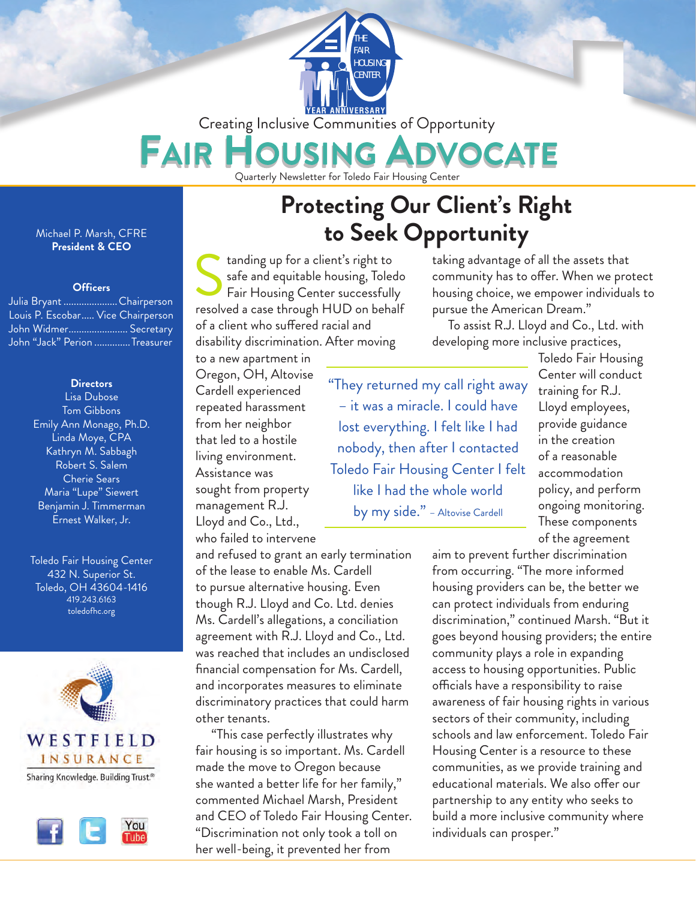THE FAIR HOUSING CENTER
YEAR ANNIVERSARY

Creating Inclusive Communities of Opportunity

# FAIR HOUSING ADVOCATE

Quarterly Newsletter for Toledo Fair Housing Center

Michael P. Marsh, CFRE
**President & CEO**

**Officers**

Julia Bryant ..................... Chairperson
Louis P. Escobar..... Vice Chairperson
John Widmer....................... Secretary
John "Jack" Perion .............. Treasurer

**Directors**

Lisa Dubose
Tom Gibbons
Emily Ann Monago, Ph.D.
Linda Moye, CPA
Kathryn M. Sabbagh
Robert S. Salem
Cherie Sears
Maria "Lupe" Siewert
Benjamin J. Timmerman
Ernest Walker, Jr.

Toledo Fair Housing Center
432 N. Superior St.
Toledo, OH 43604-1416
419.243.6163
toledofhc.org

WESTFIELD INSURANCE
Sharing Knowledge. Building Trust.®

## Protecting Our Client's Right to Seek Opportunity

Standing up for a client's right to safe and equitable housing, Toledo Fair Housing Center successfully resolved a case through HUD on behalf of a client who suffered racial and disability discrimination. After moving to a new apartment in Oregon, OH, Altovise Cardell experienced repeated harassment from her neighbor that led to a hostile living environment. Assistance was sought from property management R.J. Lloyd and Co., Ltd., who failed to intervene and refused to grant an early termination of the lease to enable Ms. Cardell to pursue alternative housing. Even though R.J. Lloyd and Co. Ltd. denies Ms. Cardell's allegations, a conciliation agreement with R.J. Lloyd and Co., Ltd. was reached that includes an undisclosed financial compensation for Ms. Cardell, and incorporates measures to eliminate discriminatory practices that could harm other tenants.

"This case perfectly illustrates why fair housing is so important. Ms. Cardell made the move to Oregon because she wanted a better life for her family," commented Michael Marsh, President and CEO of Toledo Fair Housing Center. "Discrimination not only took a toll on her well-being, it prevented her from taking advantage of all the assets that community has to offer. When we protect housing choice, we empower individuals to pursue the American Dream."

> "They returned my call right away – it was a miracle. I could have lost everything. I felt like I had nobody, then after I contacted Toledo Fair Housing Center I felt like I had the whole world by my side." – Altovise Cardell

To assist R.J. Lloyd and Co., Ltd. with developing more inclusive practices, Toledo Fair Housing Center will conduct training for R.J. Lloyd employees, provide guidance in the creation of a reasonable accommodation policy, and perform ongoing monitoring. These components of the agreement aim to prevent further discrimination from occurring. "The more informed housing providers can be, the better we can protect individuals from enduring discrimination," continued Marsh. "But it goes beyond housing providers; the entire community plays a role in expanding access to housing opportunities. Public officials have a responsibility to raise awareness of fair housing rights in various sectors of their community, including schools and law enforcement. Toledo Fair Housing Center is a resource to these communities, as we provide training and educational materials. We also offer our partnership to any entity who seeks to build a more inclusive community where individuals can prosper."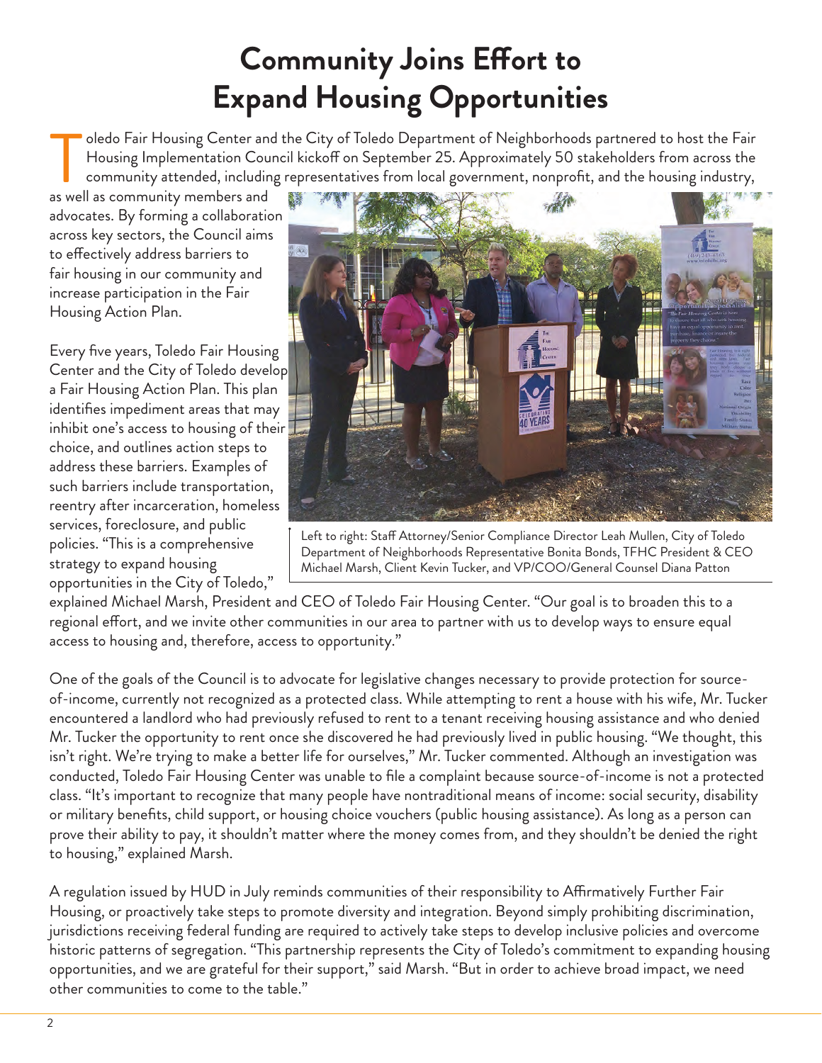# Community Joins Effort to Expand Housing Opportunities

Toledo Fair Housing Center and the City of Toledo Department of Neighborhoods partnered to host the Fair Housing Implementation Council kickoff on September 25. Approximately 50 stakeholders from across the community attended, including representatives from local government, nonprofit, and the housing industry, as well as community members and advocates. By forming a collaboration across key sectors, the Council aims to effectively address barriers to fair housing in our community and increase participation in the Fair Housing Action Plan.

Every five years, Toledo Fair Housing Center and the City of Toledo develop a Fair Housing Action Plan. This plan identifies impediment areas that may inhibit one's access to housing of their choice, and outlines action steps to address these barriers. Examples of such barriers include transportation, reentry after incarceration, homeless services, foreclosure, and public policies. "This is a comprehensive strategy to expand housing opportunities in the City of Toledo," explained Michael Marsh, President and CEO of Toledo Fair Housing Center. "Our goal is to broaden this to a regional effort, and we invite other communities in our area to partner with us to develop ways to ensure equal access to housing and, therefore, access to opportunity."

Left to right: Staff Attorney/Senior Compliance Director Leah Mullen, City of Toledo Department of Neighborhoods Representative Bonita Bonds, TFHC President & CEO Michael Marsh, Client Kevin Tucker, and VP/COO/General Counsel Diana Patton

One of the goals of the Council is to advocate for legislative changes necessary to provide protection for source-of-income, currently not recognized as a protected class. While attempting to rent a house with his wife, Mr. Tucker encountered a landlord who had previously refused to rent to a tenant receiving housing assistance and who denied Mr. Tucker the opportunity to rent once she discovered he had previously lived in public housing. "We thought, this isn't right. We're trying to make a better life for ourselves," Mr. Tucker commented. Although an investigation was conducted, Toledo Fair Housing Center was unable to file a complaint because source-of-income is not a protected class. "It's important to recognize that many people have nontraditional means of income: social security, disability or military benefits, child support, or housing choice vouchers (public housing assistance). As long as a person can prove their ability to pay, it shouldn't matter where the money comes from, and they shouldn't be denied the right to housing," explained Marsh.

A regulation issued by HUD in July reminds communities of their responsibility to Affirmatively Further Fair Housing, or proactively take steps to promote diversity and integration. Beyond simply prohibiting discrimination, jurisdictions receiving federal funding are required to actively take steps to develop inclusive policies and overcome historic patterns of segregation. "This partnership represents the City of Toledo's commitment to expanding housing opportunities, and we are grateful for their support," said Marsh. "But in order to achieve broad impact, we need other communities to come to the table."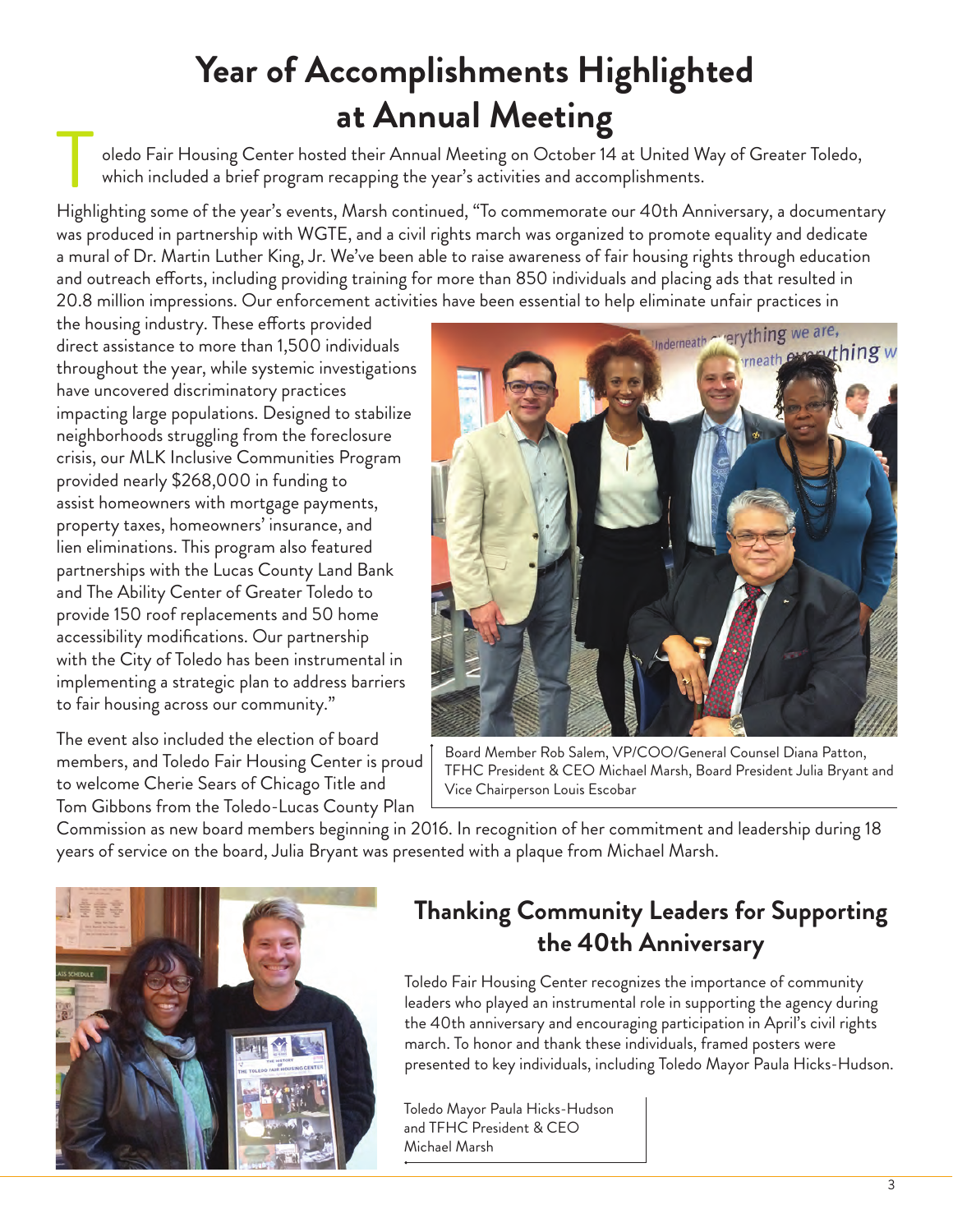# Year of Accomplishments Highlighted at Annual Meeting

Toledo Fair Housing Center hosted their Annual Meeting on October 14 at United Way of Greater Toledo, which included a brief program recapping the year's activities and accomplishments.

Highlighting some of the year's events, Marsh continued, "To commemorate our 40th Anniversary, a documentary was produced in partnership with WGTE, and a civil rights march was organized to promote equality and dedicate a mural of Dr. Martin Luther King, Jr. We've been able to raise awareness of fair housing rights through education and outreach efforts, including providing training for more than 850 individuals and placing ads that resulted in 20.8 million impressions. Our enforcement activities have been essential to help eliminate unfair practices in the housing industry. These efforts provided direct assistance to more than 1,500 individuals throughout the year, while systemic investigations have uncovered discriminatory practices impacting large populations. Designed to stabilize neighborhoods struggling from the foreclosure crisis, our MLK Inclusive Communities Program provided nearly $268,000 in funding to assist homeowners with mortgage payments, property taxes, homeowners' insurance, and lien eliminations. This program also featured partnerships with the Lucas County Land Bank and The Ability Center of Greater Toledo to provide 150 roof replacements and 50 home accessibility modifications. Our partnership with the City of Toledo has been instrumental in implementing a strategic plan to address barriers to fair housing across our community."

Board Member Rob Salem, VP/COO/General Counsel Diana Patton, TFHC President & CEO Michael Marsh, Board President Julia Bryant and Vice Chairperson Louis Escobar

The event also included the election of board members, and Toledo Fair Housing Center is proud to welcome Cherie Sears of Chicago Title and Tom Gibbons from the Toledo-Lucas County Plan Commission as new board members beginning in 2016. In recognition of her commitment and leadership during 18 years of service on the board, Julia Bryant was presented with a plaque from Michael Marsh.

## Thanking Community Leaders for Supporting the 40th Anniversary

Toledo Fair Housing Center recognizes the importance of community leaders who played an instrumental role in supporting the agency during the 40th anniversary and encouraging participation in April's civil rights march. To honor and thank these individuals, framed posters were presented to key individuals, including Toledo Mayor Paula Hicks-Hudson.

Toledo Mayor Paula Hicks-Hudson and TFHC President & CEO Michael Marsh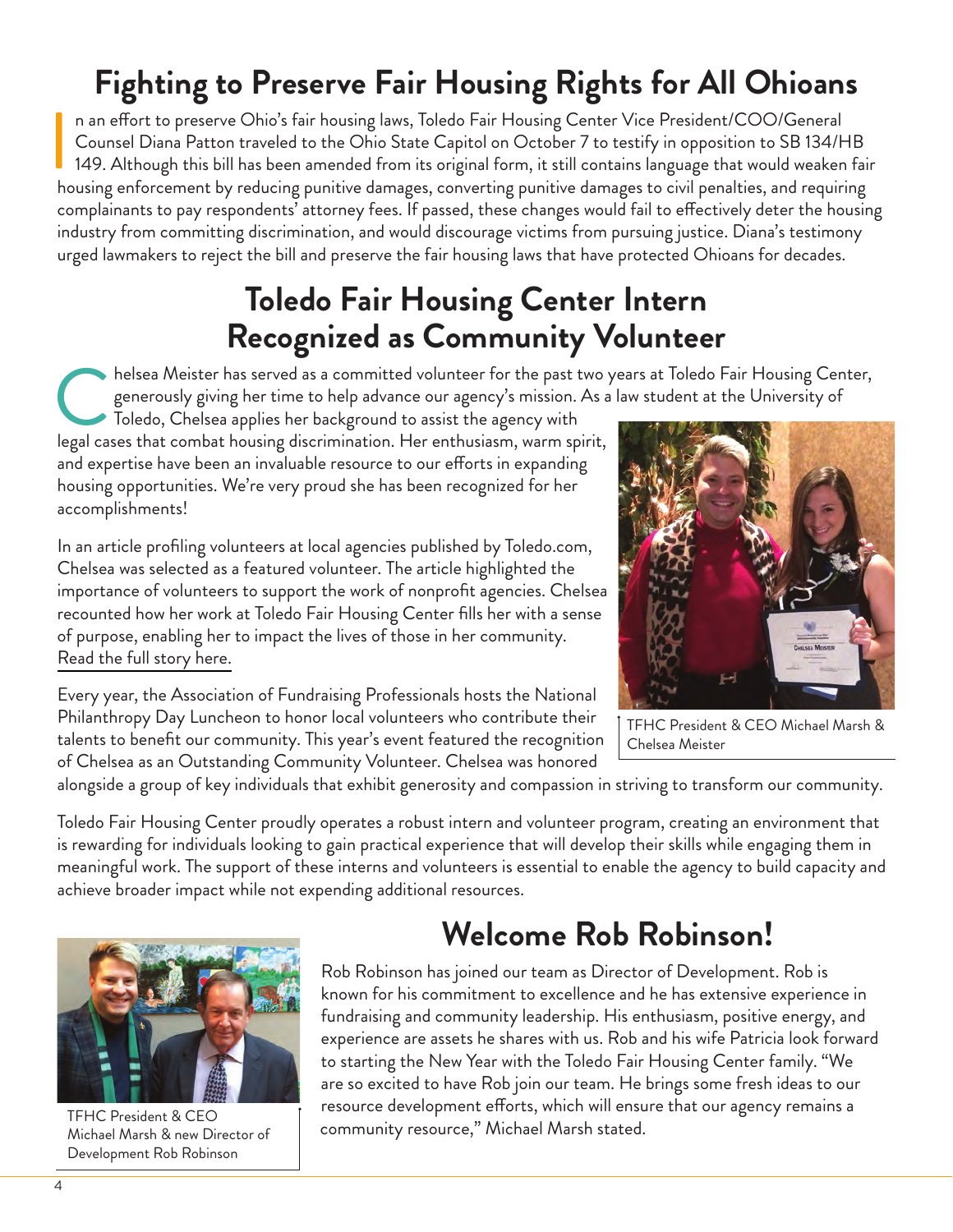# Fighting to Preserve Fair Housing Rights for All Ohioans

In an effort to preserve Ohio's fair housing laws, Toledo Fair Housing Center Vice President/COO/General Counsel Diana Patton traveled to the Ohio State Capitol on October 7 to testify in opposition to SB 134/HB 149. Although this bill has been amended from its original form, it still contains language that would weaken fair housing enforcement by reducing punitive damages, converting punitive damages to civil penalties, and requiring complainants to pay respondents' attorney fees. If passed, these changes would fail to effectively deter the housing industry from committing discrimination, and would discourage victims from pursuing justice. Diana's testimony urged lawmakers to reject the bill and preserve the fair housing laws that have protected Ohioans for decades.

# Toledo Fair Housing Center Intern Recognized as Community Volunteer

Chelsea Meister has served as a committed volunteer for the past two years at Toledo Fair Housing Center, generously giving her time to help advance our agency's mission. As a law student at the University of Toledo, Chelsea applies her background to assist the agency with legal cases that combat housing discrimination. Her enthusiasm, warm spirit, and expertise have been an invaluable resource to our efforts in expanding housing opportunities. We're very proud she has been recognized for her accomplishments!

In an article profiling volunteers at local agencies published by Toledo.com, Chelsea was selected as a featured volunteer. The article highlighted the importance of volunteers to support the work of nonprofit agencies. Chelsea recounted how her work at Toledo Fair Housing Center fills her with a sense of purpose, enabling her to impact the lives of those in her community. Read the full story here.

TFHC President & CEO Michael Marsh & Chelsea Meister

Every year, the Association of Fundraising Professionals hosts the National Philanthropy Day Luncheon to honor local volunteers who contribute their talents to benefit our community. This year's event featured the recognition of Chelsea as an Outstanding Community Volunteer. Chelsea was honored alongside a group of key individuals that exhibit generosity and compassion in striving to transform our community.

Toledo Fair Housing Center proudly operates a robust intern and volunteer program, creating an environment that is rewarding for individuals looking to gain practical experience that will develop their skills while engaging them in meaningful work. The support of these interns and volunteers is essential to enable the agency to build capacity and achieve broader impact while not expending additional resources.

# Welcome Rob Robinson!

TFHC President & CEO Michael Marsh & new Director of Development Rob Robinson

Rob Robinson has joined our team as Director of Development. Rob is known for his commitment to excellence and he has extensive experience in fundraising and community leadership. His enthusiasm, positive energy, and experience are assets he shares with us. Rob and his wife Patricia look forward to starting the New Year with the Toledo Fair Housing Center family. "We are so excited to have Rob join our team. He brings some fresh ideas to our resource development efforts, which will ensure that our agency remains a community resource," Michael Marsh stated.